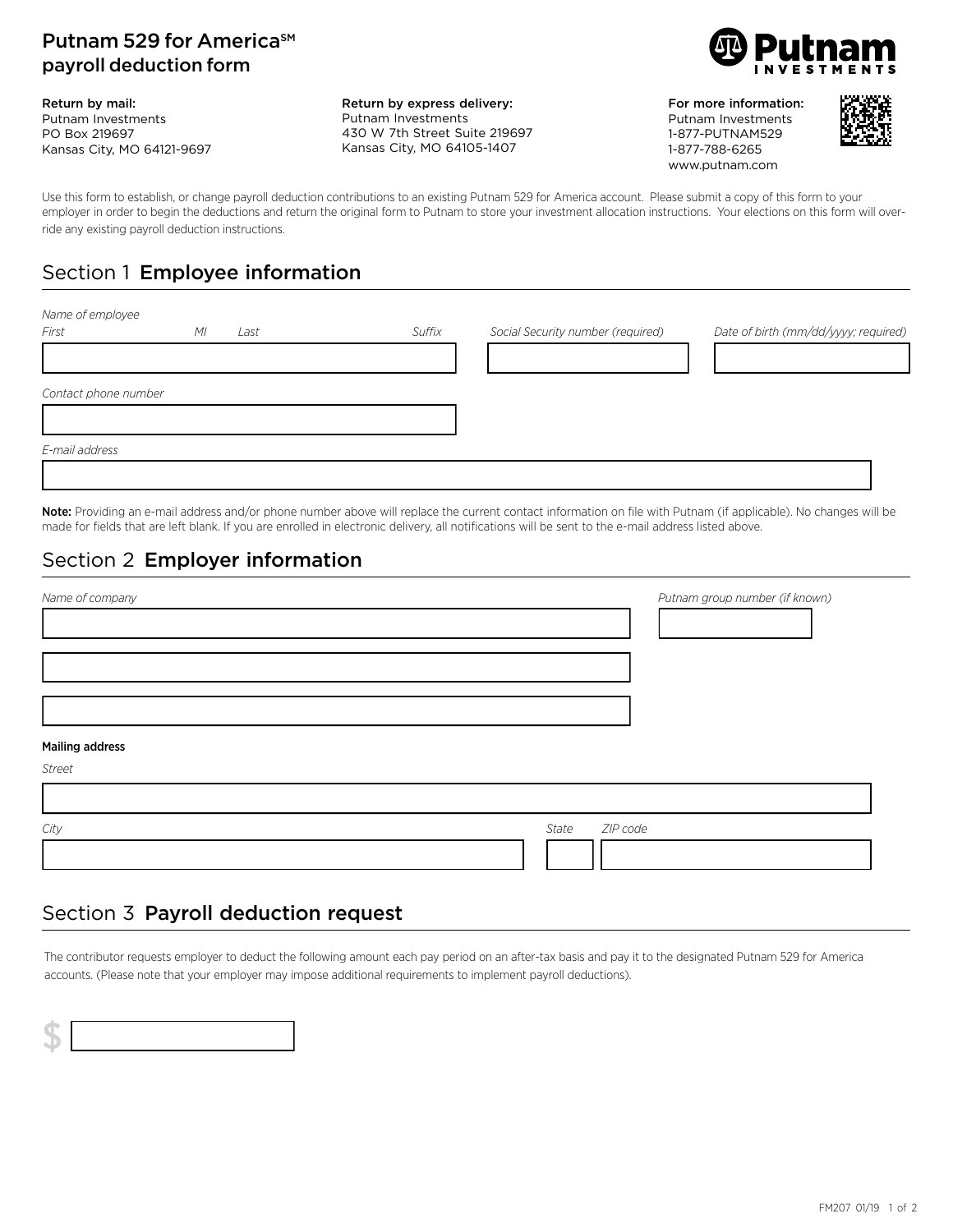# Putnam 529 for America℠ payroll deduction form

Putnam Investments

**Return by mail:**
Putnam Investments
PO Box 219697
Kansas City, MO 64121-9697

**Return by express delivery:**
Putnam Investments
430 W 7th Street Suite 219697
Kansas City, MO 64105-1407

**For more information:**
Putnam Investments
1-877-PUTNAM529
1-877-788-6265
www.putnam.com

Use this form to establish, or change payroll deduction contributions to an existing Putnam 529 for America account. Please submit a copy of this form to your employer in order to begin the deductions and return the original form to Putnam to store your investment allocation instructions. Your elections on this form will override any existing payroll deduction instructions.

## Section 1 Employee information

*Name of employee*
*First* *MI* *Last* *Suffix*

*Social Security number (required)*

*Date of birth (mm/dd/yyyy; required)*

*Contact phone number*

*E-mail address*

**Note:** Providing an e-mail address and/or phone number above will replace the current contact information on file with Putnam (if applicable). No changes will be made for fields that are left blank. If you are enrolled in electronic delivery, all notifications will be sent to the e-mail address listed above.

## Section 2 Employer information

*Name of company*

*Putnam group number (if known)*

**Mailing address**

*Street*

*City* *State* *ZIP code*

## Section 3 Payroll deduction request

The contributor requests employer to deduct the following amount each pay period on an after-tax basis and pay it to the designated Putnam 529 for America accounts. (Please note that your employer may impose additional requirements to implement payroll deductions).

$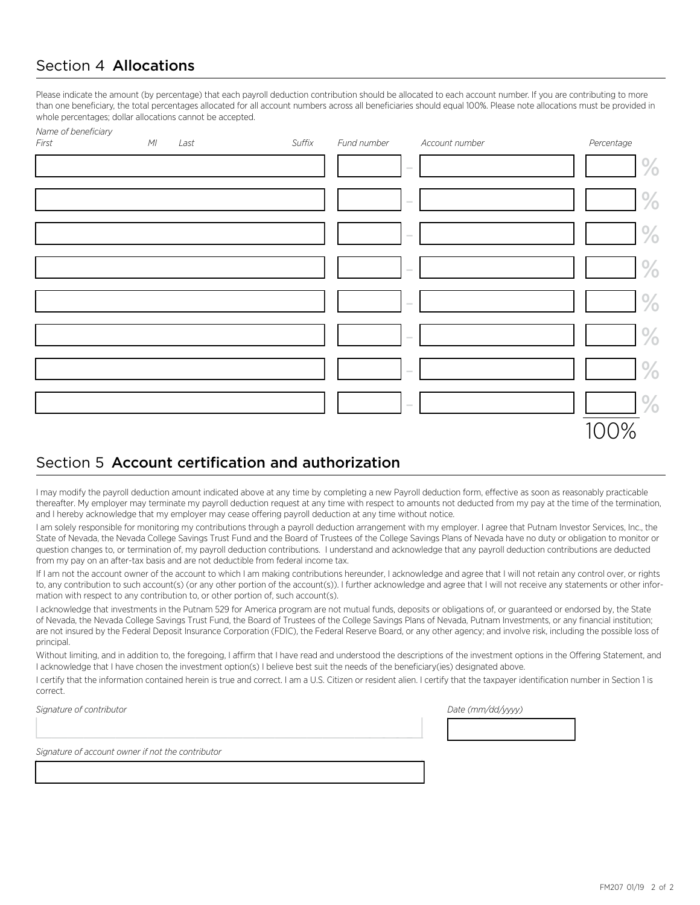## Section 4 **Allocations**

Please indicate the amount (by percentage) that each payroll deduction contribution should be allocated to each account number. If you are contributing to more than one beneficiary, the total percentages allocated for all account numbers across all beneficiaries should equal 100%. Please note allocations must be provided in whole percentages; dollar allocations cannot be accepted.

| Name of beneficiary First MI Last Suffix | Fund number | Account number | Percentage |
|---|---|---|---|
| | – | | % |
| | – | | % |
| | – | | % |
| | – | | % |
| | – | | % |
| | – | | % |
| | – | | % |
| | – | | % |
| | | | 100% |

## Section 5 **Account certification and authorization**

I may modify the payroll deduction amount indicated above at any time by completing a new Payroll deduction form, effective as soon as reasonably practicable thereafter. My employer may terminate my payroll deduction request at any time with respect to amounts not deducted from my pay at the time of the termination, and I hereby acknowledge that my employer may cease offering payroll deduction at any time without notice.

I am solely responsible for monitoring my contributions through a payroll deduction arrangement with my employer. I agree that Putnam Investor Services, Inc., the State of Nevada, the Nevada College Savings Trust Fund and the Board of Trustees of the College Savings Plans of Nevada have no duty or obligation to monitor or question changes to, or termination of, my payroll deduction contributions. I understand and acknowledge that any payroll deduction contributions are deducted from my pay on an after-tax basis and are not deductible from federal income tax.

If I am not the account owner of the account to which I am making contributions hereunder, I acknowledge and agree that I will not retain any control over, or rights to, any contribution to such account(s) (or any other portion of the account(s)). I further acknowledge and agree that I will not receive any statements or other information with respect to any contribution to, or other portion of, such account(s).

I acknowledge that investments in the Putnam 529 for America program are not mutual funds, deposits or obligations of, or guaranteed or endorsed by, the State of Nevada, the Nevada College Savings Trust Fund, the Board of Trustees of the College Savings Plans of Nevada, Putnam Investments, or any financial institution; are not insured by the Federal Deposit Insurance Corporation (FDIC), the Federal Reserve Board, or any other agency; and involve risk, including the possible loss of principal.

Without limiting, and in addition to, the foregoing, I affirm that I have read and understood the descriptions of the investment options in the Offering Statement, and I acknowledge that I have chosen the investment option(s) I believe best suit the needs of the beneficiary(ies) designated above.

I certify that the information contained herein is true and correct. I am a U.S. Citizen or resident alien. I certify that the taxpayer identification number in Section 1 is correct.

*Signature of contributor* ______________________ *Date (mm/dd/yyyy)* __________

*Signature of account owner if not the contributor* ______________________

FM207 01/19